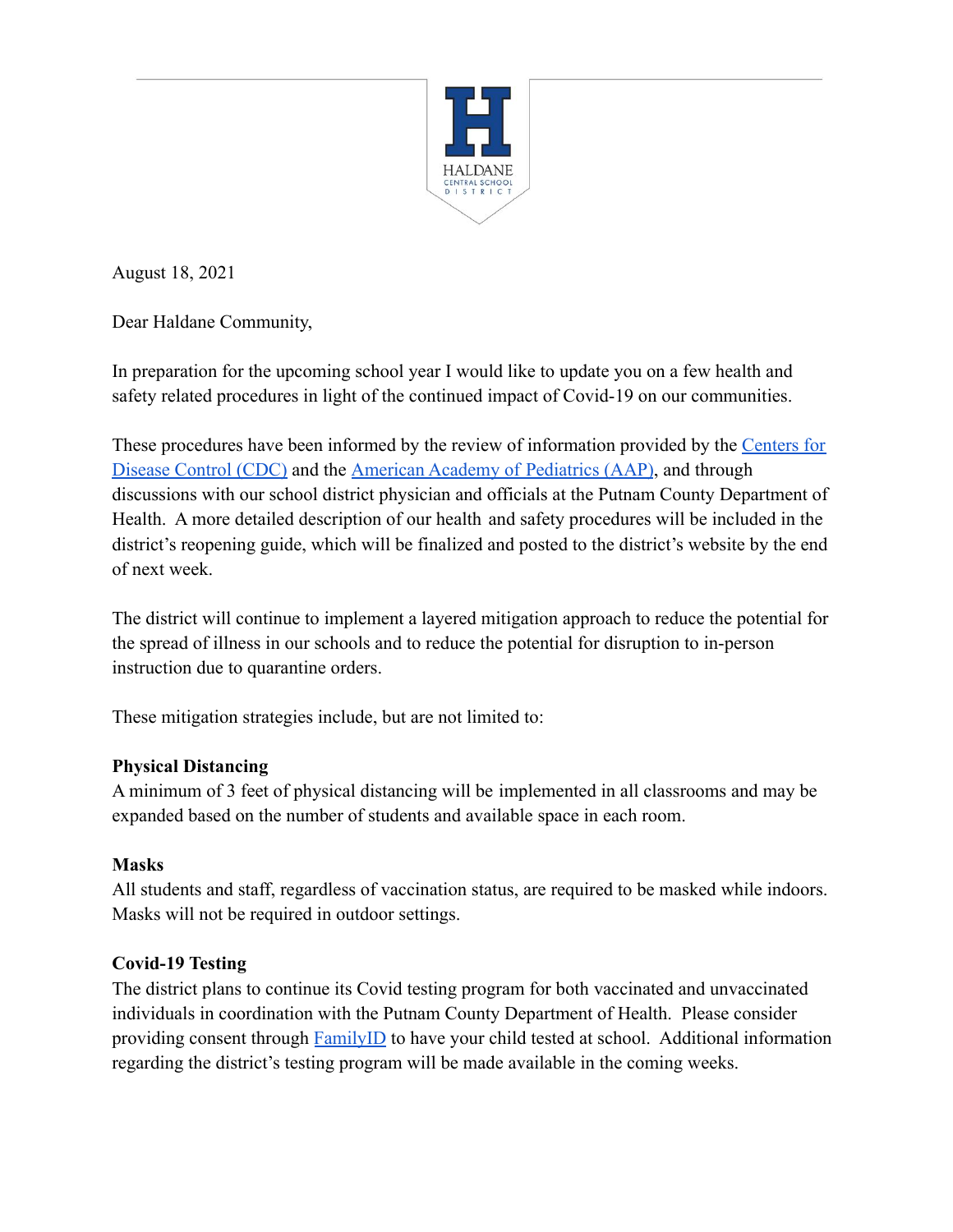HALDANE
CENTRAL SCHOOL
DISTRICT

August 18, 2021

Dear Haldane Community,

In preparation for the upcoming school year I would like to update you on a few health and safety related procedures in light of the continued impact of Covid-19 on our communities.

These procedures have been informed by the review of information provided by the [Centers for Disease Control (CDC)]() and the [American Academy of Pediatrics (AAP)](), and through discussions with our school district physician and officials at the Putnam County Department of Health. A more detailed description of our health and safety procedures will be included in the district's reopening guide, which will be finalized and posted to the district's website by the end of next week.

The district will continue to implement a layered mitigation approach to reduce the potential for the spread of illness in our schools and to reduce the potential for disruption to in-person instruction due to quarantine orders.

These mitigation strategies include, but are not limited to:

**Physical Distancing**
A minimum of 3 feet of physical distancing will be implemented in all classrooms and may be expanded based on the number of students and available space in each room.

**Masks**
All students and staff, regardless of vaccination status, are required to be masked while indoors. Masks will not be required in outdoor settings.

**Covid-19 Testing**
The district plans to continue its Covid testing program for both vaccinated and unvaccinated individuals in coordination with the Putnam County Department of Health. Please consider providing consent through [FamilyID]() to have your child tested at school. Additional information regarding the district's testing program will be made available in the coming weeks.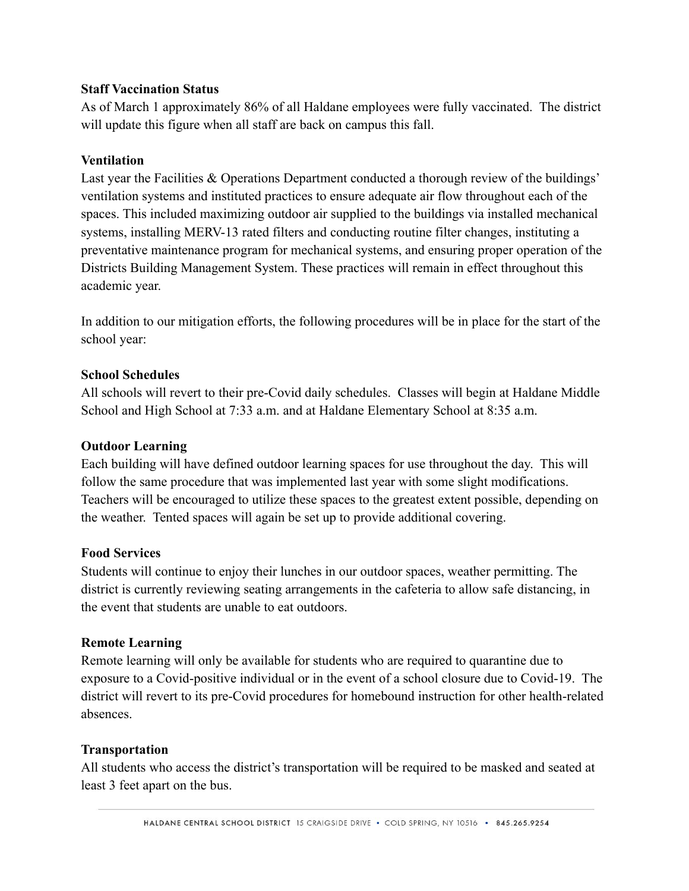**Staff Vaccination Status**

As of March 1 approximately 86% of all Haldane employees were fully vaccinated. The district will update this figure when all staff are back on campus this fall.

**Ventilation**

Last year the Facilities & Operations Department conducted a thorough review of the buildings' ventilation systems and instituted practices to ensure adequate air flow throughout each of the spaces. This included maximizing outdoor air supplied to the buildings via installed mechanical systems, installing MERV-13 rated filters and conducting routine filter changes, instituting a preventative maintenance program for mechanical systems, and ensuring proper operation of the Districts Building Management System. These practices will remain in effect throughout this academic year.

In addition to our mitigation efforts, the following procedures will be in place for the start of the school year:

**School Schedules**

All schools will revert to their pre-Covid daily schedules. Classes will begin at Haldane Middle School and High School at 7:33 a.m. and at Haldane Elementary School at 8:35 a.m.

**Outdoor Learning**

Each building will have defined outdoor learning spaces for use throughout the day. This will follow the same procedure that was implemented last year with some slight modifications. Teachers will be encouraged to utilize these spaces to the greatest extent possible, depending on the weather. Tented spaces will again be set up to provide additional covering.

**Food Services**

Students will continue to enjoy their lunches in our outdoor spaces, weather permitting. The district is currently reviewing seating arrangements in the cafeteria to allow safe distancing, in the event that students are unable to eat outdoors.

**Remote Learning**

Remote learning will only be available for students who are required to quarantine due to exposure to a Covid-positive individual or in the event of a school closure due to Covid-19. The district will revert to its pre-Covid procedures for homebound instruction for other health-related absences.

**Transportation**

All students who access the district's transportation will be required to be masked and seated at least 3 feet apart on the bus.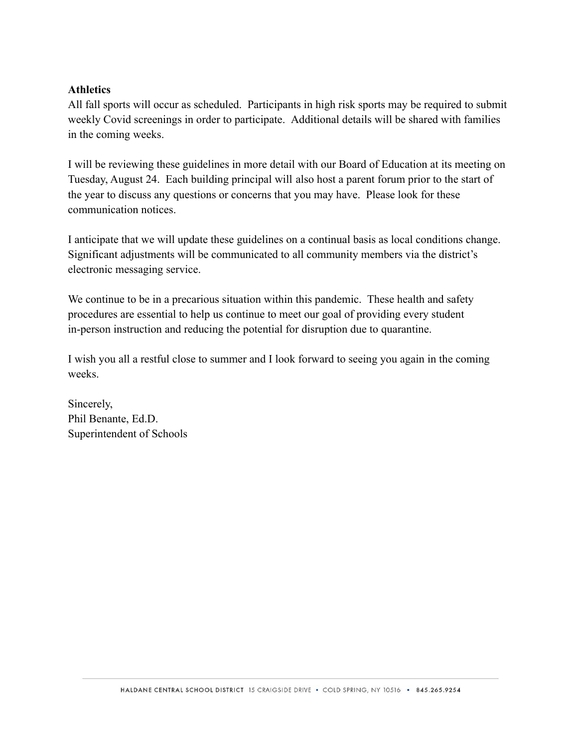**Athletics**

All fall sports will occur as scheduled. Participants in high risk sports may be required to submit weekly Covid screenings in order to participate. Additional details will be shared with families in the coming weeks.

I will be reviewing these guidelines in more detail with our Board of Education at its meeting on Tuesday, August 24. Each building principal will also host a parent forum prior to the start of the year to discuss any questions or concerns that you may have. Please look for these communication notices.

I anticipate that we will update these guidelines on a continual basis as local conditions change. Significant adjustments will be communicated to all community members via the district's electronic messaging service.

We continue to be in a precarious situation within this pandemic. These health and safety procedures are essential to help us continue to meet our goal of providing every student in-person instruction and reducing the potential for disruption due to quarantine.

I wish you all a restful close to summer and I look forward to seeing you again in the coming weeks.

Sincerely,
Phil Benante, Ed.D.
Superintendent of Schools